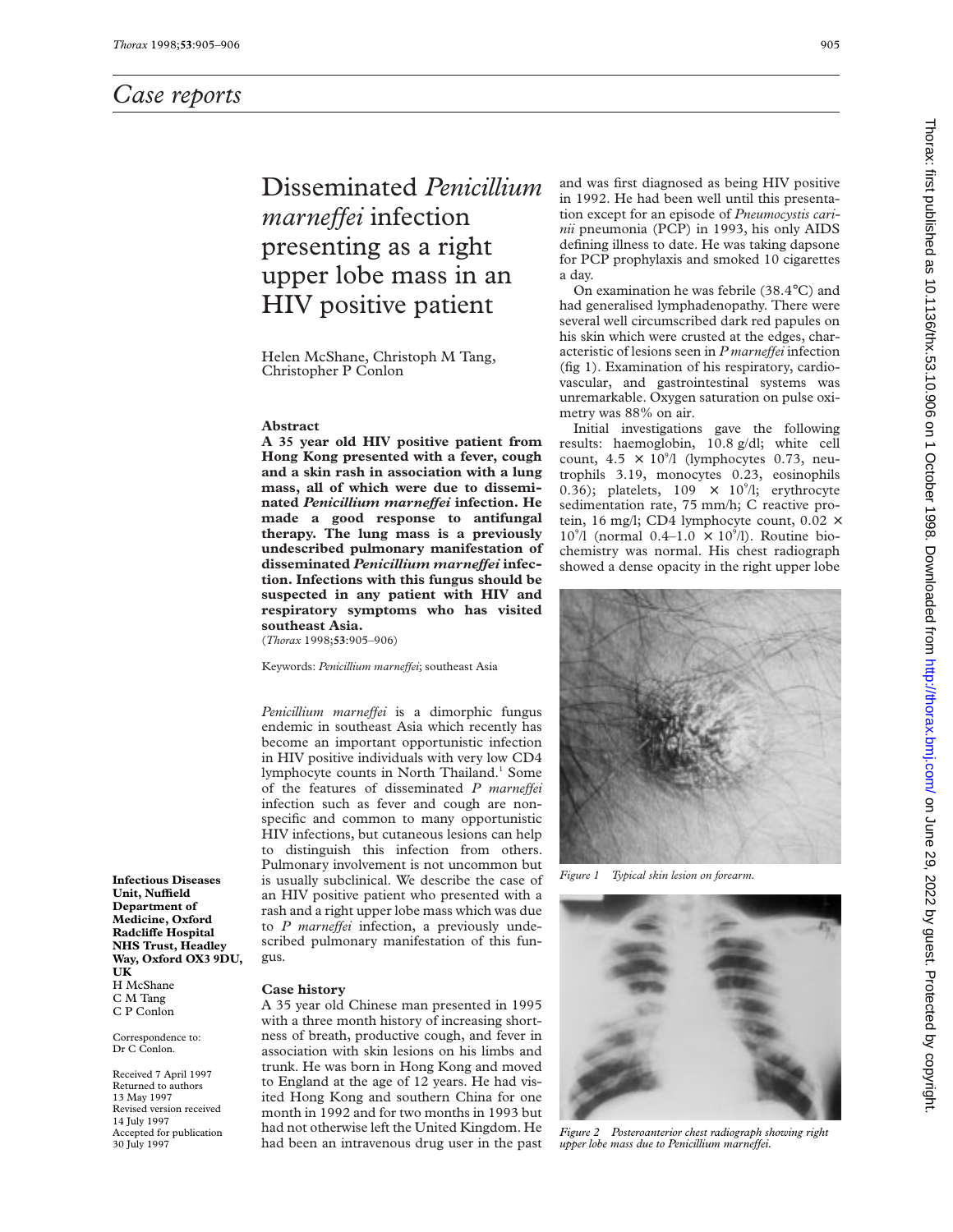# Case reports

# Disseminated *Penicillium marneffei* infection presenting as a right upper lobe mass in an HIV positive patient

Helen McShane, Christoph M Tang, Christopher P Conlon

**Infectious Diseases Unit, Nuffield Department of Medicine, Oxford Radcliffe Hospital NHS Trust, Headley Way, Oxford OX3 9DU, UK**
H McShane
C M Tang
C P Conlon

Correspondence to: Dr C Conlon.

Received 7 April 1997
Returned to authors 13 May 1997
Revised version received 14 July 1997
Accepted for publication 30 July 1997

### Abstract

**A 35 year old HIV positive patient from Hong Kong presented with a fever, cough and a skin rash in association with a lung mass, all of which were due to disseminated *Penicillium marneffei* infection. He made a good response to antifungal therapy. The lung mass is a previously undescribed pulmonary manifestation of disseminated *Penicillium marneffei* infection. Infections with this fungus should be suspected in any patient with HIV and respiratory symptoms who has visited southeast Asia.**

(*Thorax* 1998;**53**:905–906)

Keywords: *Penicillium marneffei*; southeast Asia

*Penicillium marneffei* is a dimorphic fungus endemic in southeast Asia which recently has become an important opportunistic infection in HIV positive individuals with very low CD4 lymphocyte counts in North Thailand.[1] Some of the features of disseminated *P marneffei* infection such as fever and cough are non-specific and common to many opportunistic HIV infections, but cutaneous lesions can help to distinguish this infection from others. Pulmonary involvement is not uncommon but is usually subclinical. We describe the case of an HIV positive patient who presented with a rash and a right upper lobe mass which was due to *P marneffei* infection, a previously undescribed pulmonary manifestation of this fungus.

### Case history

A 35 year old Chinese man presented in 1995 with a three month history of increasing shortness of breath, productive cough, and fever in association with skin lesions on his limbs and trunk. He was born in Hong Kong and moved to England at the age of 12 years. He had visited Hong Kong and southern China for one month in 1992 and for two months in 1993 but had not otherwise left the United Kingdom. He had been an intravenous drug user in the past and was first diagnosed as being HIV positive in 1992. He had been well until this presentation except for an episode of *Pneumocystis carinii* pneumonia (PCP) in 1993, his only AIDS defining illness to date. He was taking dapsone for PCP prophylaxis and smoked 10 cigarettes a day.

On examination he was febrile (38.4°C) and had generalised lymphadenopathy. There were several well circumscribed dark red papules on his skin which were crusted at the edges, characteristic of lesions seen in *P marneffei* infection (fig 1). Examination of his respiratory, cardiovascular, and gastrointestinal systems was unremarkable. Oxygen saturation on pulse oximetry was 88% on air.

Initial investigations gave the following results: haemoglobin, 10.8 g/dl; white cell count, $4.5 \times 10^9$/l (lymphocytes 0.73, neutrophils 3.19, monocytes 0.23, eosinophils 0.36); platelets, $109 \times 10^9$/l; erythrocyte sedimentation rate, 75 mm/h; C reactive protein, 16 mg/l; CD4 lymphocyte count, $0.02 \times 10^9$/l (normal $0.4–1.0 \times 10^9$/l). Routine biochemistry was normal. His chest radiograph showed a dense opacity in the right upper lobe

*Figure 1 Typical skin lesion on forearm.*

*Figure 2 Posteroanterior chest radiograph showing right upper lobe mass due to Penicillium marneffei.*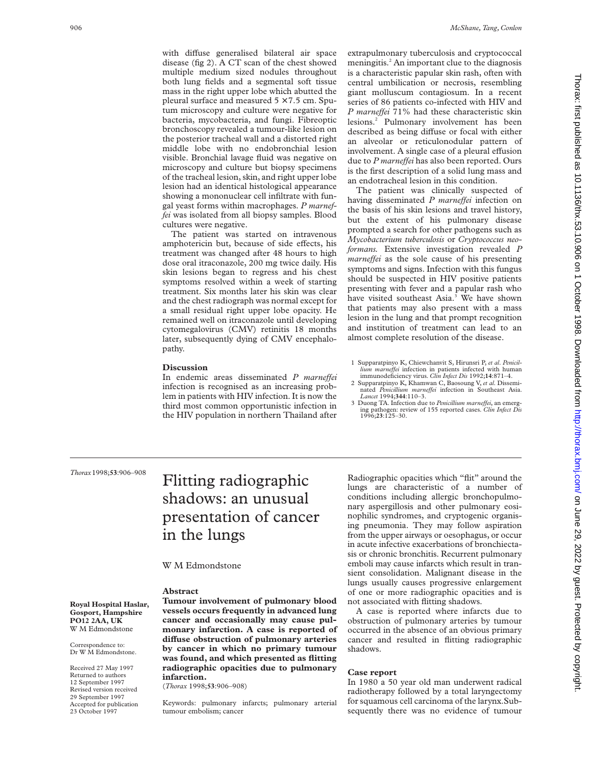with diffuse generalised bilateral air space disease (fig 2). A CT scan of the chest showed multiple medium sized nodules throughout both lung fields and a segmental soft tissue mass in the right upper lobe which abutted the pleural surface and measured 5 × 7.5 cm. Sputum microscopy and culture were negative for bacteria, mycobacteria, and fungi. Fibreoptic bronchoscopy revealed a tumour-like lesion on the posterior tracheal wall and a distorted right middle lobe with no endobronchial lesion visible. Bronchial lavage fluid was negative on microscopy and culture but biopsy specimens of the tracheal lesion, skin, and right upper lobe lesion had an identical histological appearance showing a mononuclear cell infiltrate with fungal yeast forms within macrophages. *P marneffei* was isolated from all biopsy samples. Blood cultures were negative.

The patient was started on intravenous amphotericin but, because of side effects, his treatment was changed after 48 hours to high dose oral itraconazole, 200 mg twice daily. His skin lesions began to regress and his chest symptoms resolved within a week of starting treatment. Six months later his skin was clear and the chest radiograph was normal except for a small residual right upper lobe opacity. He remained well on itraconazole until developing cytomegalovirus (CMV) retinitis 18 months later, subsequently dying of CMV encephalopathy.

## Discussion

In endemic areas disseminated *P marneffei* infection is recognised as an increasing problem in patients with HIV infection. It is now the third most common opportunistic infection in the HIV population in northern Thailand after extrapulmonary tuberculosis and cryptococcal meningitis.[2] An important clue to the diagnosis is a characteristic papular skin rash, often with central umbilication or necrosis, resembling giant molluscum contagiosum. In a recent series of 86 patients co-infected with HIV and *P marneffei* 71% had these characteristic skin lesions.[2] Pulmonary involvement has been described as being diffuse or focal with either an alveolar or reticulonodular pattern of involvement. A single case of a pleural effusion due to *P marneffei* has also been reported. Ours is the first description of a solid lung mass and an endotracheal lesion in this condition.

The patient was clinically suspected of having disseminated *P marneffei* infection on the basis of his skin lesions and travel history, but the extent of his pulmonary disease prompted a search for other pathogens such as *Mycobacterium tuberculosis* or *Cryptococcus neoformans.* Extensive investigation revealed *P marneffei* as the sole cause of his presenting symptoms and signs. Infection with this fungus should be suspected in HIV positive patients presenting with fever and a papular rash who have visited southeast Asia.[3] We have shown that patients may also present with a mass lesion in the lung and that prompt recognition and institution of treatment can lead to an almost complete resolution of the disease.

1 Supparatpinyo K, Chiewchanvit S, Hirunsri P, *et al*. *Penicillium marneffei* infection in patients infected with human immunodeficiency virus. *Clin Infect Dis* 1992;**14**:871–4.
2 Supparatpinyo K, Khamwan C, Baosoung V, *et al*. Disseminated *Penicillium marneffei* infection in Southeast Asia. *Lancet* 1994;**344**:110–3.
3 Duong TA. Infection due to *Penicillium marneffei*, an emerging pathogen: review of 155 reported cases. *Clin Infect Dis* 1996;**23**:125–30.

---

*Thorax* 1998;**53**:906–908

# Flitting radiographic shadows: an unusual presentation of cancer in the lungs

W M Edmondstone

**Royal Hospital Haslar, Gosport, Hampshire PO12 2AA, UK**
W M Edmondstone

Correspondence to: Dr W M Edmondstone.

Received 27 May 1997
Returned to authors 12 September 1997
Revised version received 29 September 1997
Accepted for publication 23 October 1997

## Abstract

**Tumour involvement of pulmonary blood vessels occurs frequently in advanced lung cancer and occasionally may cause pulmonary infarction. A case is reported of diffuse obstruction of pulmonary arteries by cancer in which no primary tumour was found, and which presented as flitting radiographic opacities due to pulmonary infarction.**
(*Thorax* 1998;**53**:906–908)

Keywords: pulmonary infarcts; pulmonary arterial tumour embolism; cancer

Radiographic opacities which "flit" around the lungs are characteristic of a number of conditions including allergic bronchopulmonary aspergillosis and other pulmonary eosinophilic syndromes, and cryptogenic organising pneumonia. They may follow aspiration from the upper airways or oesophagus, or occur in acute infective exacerbations of bronchiectasis or chronic bronchitis. Recurrent pulmonary emboli may cause infarcts which result in transient consolidation. Malignant disease in the lungs usually causes progressive enlargement of one or more radiographic opacities and is not associated with flitting shadows.

A case is reported where infarcts due to obstruction of pulmonary arteries by tumour occurred in the absence of an obvious primary cancer and resulted in flitting radiographic shadows.

## Case report

In 1980 a 50 year old man underwent radical radiotherapy followed by a total laryngectomy for squamous cell carcinoma of the larynx. Subsequently there was no evidence of tumour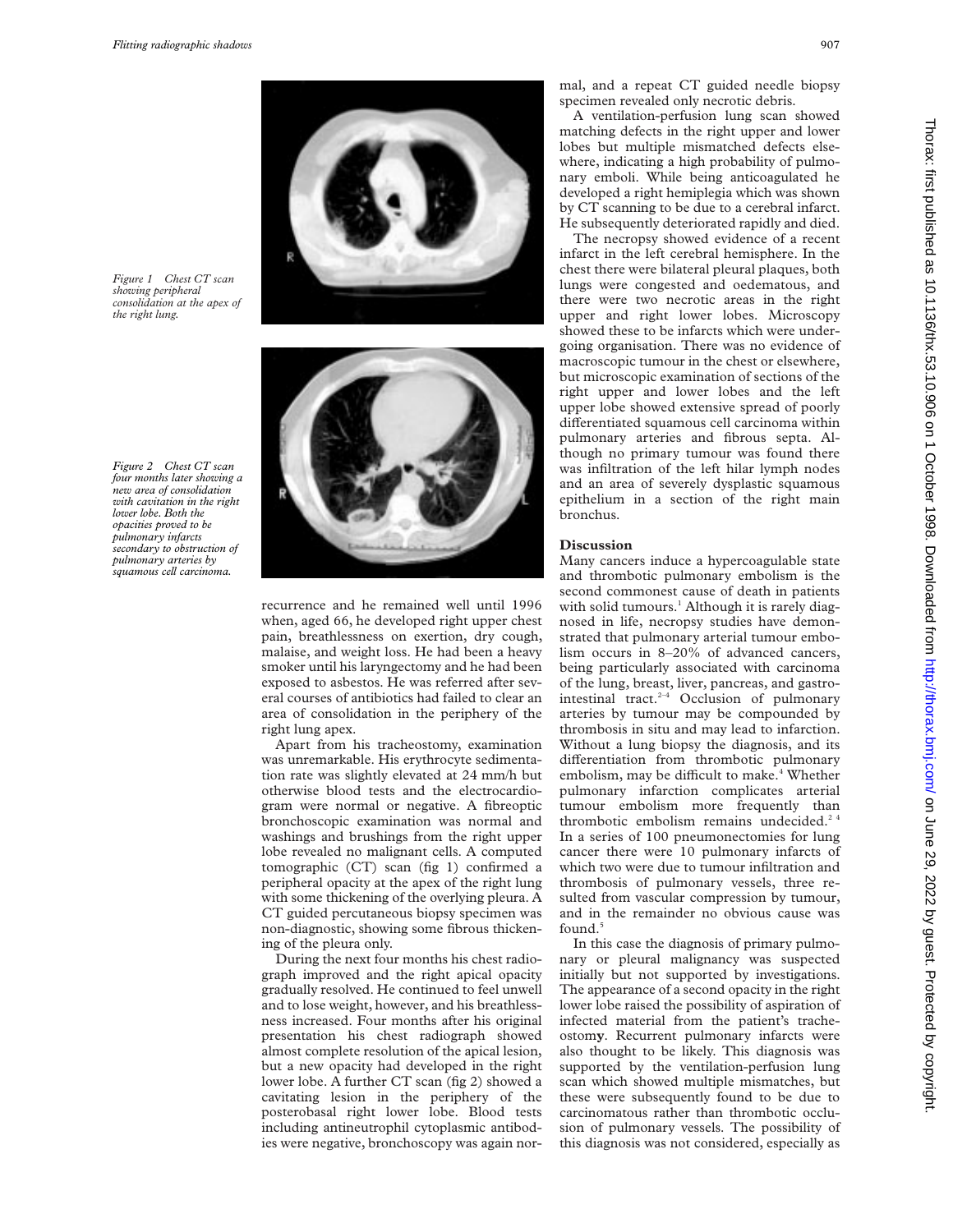*Figure 1 Chest CT scan showing peripheral consolidation at the apex of the right lung.*

*Figure 2 Chest CT scan four months later showing a new area of consolidation with cavitation in the right lower lobe. Both the opacities proved to be pulmonary infarcts secondary to obstruction of pulmonary arteries by squamous cell carcinoma.*

recurrence and he remained well until 1996 when, aged 66, he developed right upper chest pain, breathlessness on exertion, dry cough, malaise, and weight loss. He had been a heavy smoker until his laryngectomy and he had been exposed to asbestos. He was referred after several courses of antibiotics had failed to clear an area of consolidation in the periphery of the right lung apex.

Apart from his tracheostomy, examination was unremarkable. His erythrocyte sedimentation rate was slightly elevated at 24 mm/h but otherwise blood tests and the electrocardiogram were normal or negative. A fibreoptic bronchoscopic examination was normal and washings and brushings from the right upper lobe revealed no malignant cells. A computed tomographic (CT) scan (fig 1) confirmed a peripheral opacity at the apex of the right lung with some thickening of the overlying pleura. A CT guided percutaneous biopsy specimen was non-diagnostic, showing some fibrous thickening of the pleura only.

During the next four months his chest radiograph improved and the right apical opacity gradually resolved. He continued to feel unwell and to lose weight, however, and his breathlessness increased. Four months after his original presentation his chest radiograph showed almost complete resolution of the apical lesion, but a new opacity had developed in the right lower lobe. A further CT scan (fig 2) showed a cavitating lesion in the periphery of the posterobasal right lower lobe. Blood tests including antineutrophil cytoplasmic antibodies were negative, bronchoscopy was again normal, and a repeat CT guided needle biopsy specimen revealed only necrotic debris.

A ventilation-perfusion lung scan showed matching defects in the right upper and lower lobes but multiple mismatched defects elsewhere, indicating a high probability of pulmonary emboli. While being anticoagulated he developed a right hemiplegia which was shown by CT scanning to be due to a cerebral infarct. He subsequently deteriorated rapidly and died.

The necropsy showed evidence of a recent infarct in the left cerebral hemisphere. In the chest there were bilateral pleural plaques, both lungs were congested and oedematous, and there were two necrotic areas in the right upper and right lower lobes. Microscopy showed these to be infarcts which were undergoing organisation. There was no evidence of macroscopic tumour in the chest or elsewhere, but microscopic examination of sections of the right upper and lower lobes and the left upper lobe showed extensive spread of poorly differentiated squamous cell carcinoma within pulmonary arteries and fibrous septa. Although no primary tumour was found there was infiltration of the left hilar lymph nodes and an area of severely dysplastic squamous epithelium in a section of the right main bronchus.

## Discussion

Many cancers induce a hypercoagulable state and thrombotic pulmonary embolism is the second commonest cause of death in patients with solid tumours.[1] Although it is rarely diagnosed in life, necropsy studies have demonstrated that pulmonary arterial tumour embolism occurs in 8–20% of advanced cancers, being particularly associated with carcinoma of the lung, breast, liver, pancreas, and gastrointestinal tract.[2–4] Occlusion of pulmonary arteries by tumour may be compounded by thrombosis in situ and may lead to infarction. Without a lung biopsy the diagnosis, and its differentiation from thrombotic pulmonary embolism, may be difficult to make.[4] Whether pulmonary infarction complicates arterial tumour embolism more frequently than thrombotic embolism remains undecided.[2,4] In a series of 100 pneumonectomies for lung cancer there were 10 pulmonary infarcts of which two were due to tumour infiltration and thrombosis of pulmonary vessels, three resulted from vascular compression by tumour, and in the remainder no obvious cause was found.[5]

In this case the diagnosis of primary pulmonary or pleural malignancy was suspected initially but not supported by investigations. The appearance of a second opacity in the right lower lobe raised the possibility of aspiration of infected material from the patient's tracheostomy. Recurrent pulmonary infarcts were also thought to be likely. This diagnosis was supported by the ventilation-perfusion lung scan which showed multiple mismatches, but these were subsequently found to be due to carcinomatous rather than thrombotic occlusion of pulmonary vessels. The possibility of this diagnosis was not considered, especially as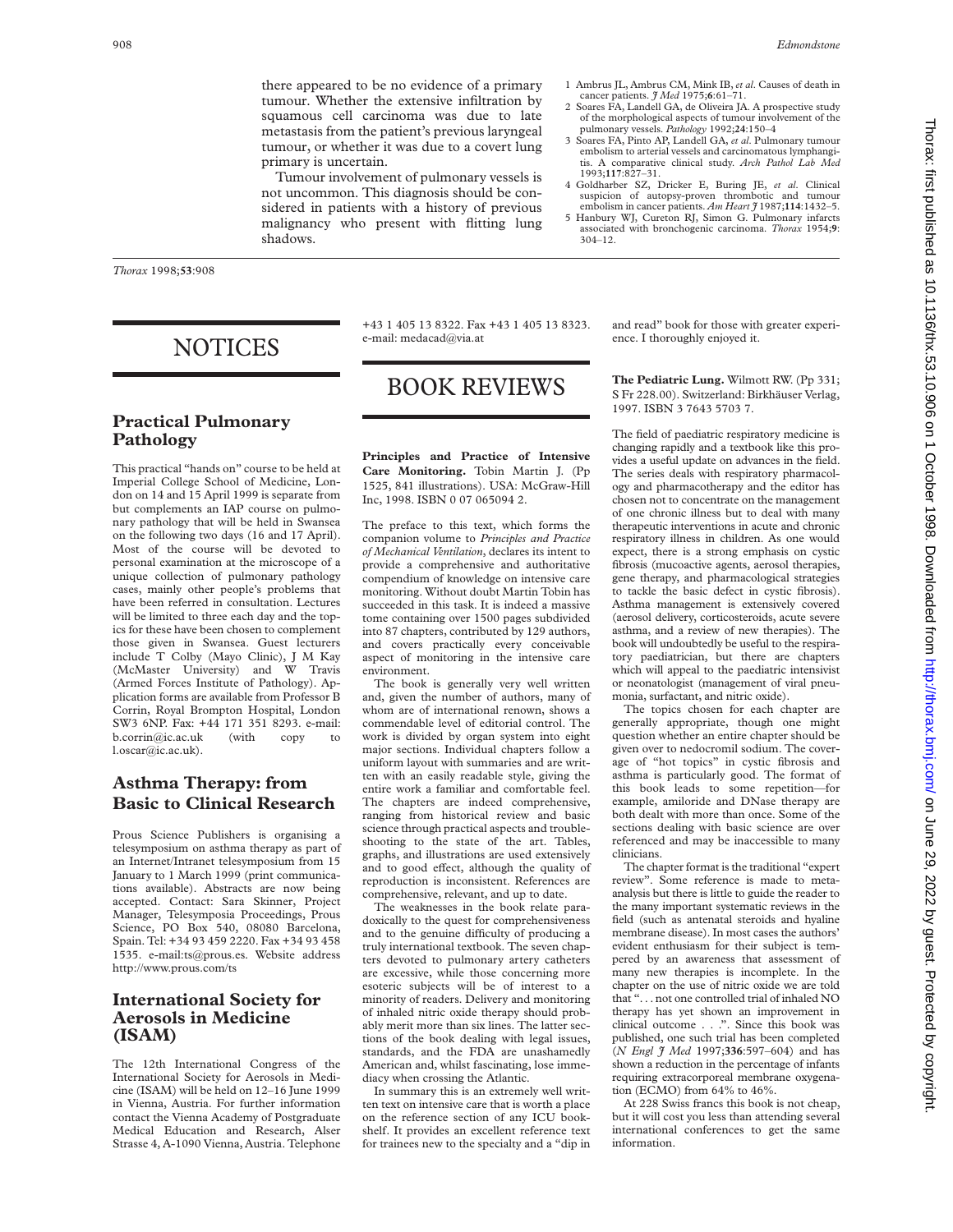there appeared to be no evidence of a primary tumour. Whether the extensive infiltration by squamous cell carcinoma was due to late metastasis from the patient's previous laryngeal tumour, or whether it was due to a covert lung primary is uncertain.

Tumour involvement of pulmonary vessels is not uncommon. This diagnosis should be considered in patients with a history of previous malignancy who present with flitting lung shadows.

1 Ambrus JL, Ambrus CM, Mink IB, *et al*. Causes of death in cancer patients. *J Med* 1975;**6**:61–71.
2 Soares FA, Landell GA, de Oliveira JA. A prospective study of the morphological aspects of tumour involvement of the pulmonary vessels. *Pathology* 1992;**24**:150–4
3 Soares FA, Pinto AP, Landell GA, *et al*. Pulmonary tumour embolism to arterial vessels and carcinomatous lymphangitis. A comparative clinical study. *Arch Pathol Lab Med* 1993;**117**:827–31.
4 Goldharber SZ, Dricker E, Buring JE, *et al*. Clinical suspicion of autopsy-proven thrombotic and tumour embolism in cancer patients. *Am Heart J* 1987;**114**:1432–5.
5 Hanbury WJ, Cureton RJ, Simon G. Pulmonary infarcts associated with bronchogenic carcinoma. *Thorax* 1954;**9**: 304–12.

*Thorax* 1998;**53**:908

# NOTICES

## Practical Pulmonary Pathology

This practical "hands on" course to be held at Imperial College School of Medicine, London on 14 and 15 April 1999 is separate from but complements an IAP course on pulmonary pathology that will be held in Swansea on the following two days (16 and 17 April). Most of the course will be devoted to personal examination at the microscope of a unique collection of pulmonary pathology cases, mainly other people's problems that have been referred in consultation. Lectures will be limited to three each day and the topics for these have been chosen to complement those given in Swansea. Guest lecturers include T Colby (Mayo Clinic), J M Kay (McMaster University) and W Travis (Armed Forces Institute of Pathology). Application forms are available from Professor B Corrin, Royal Brompton Hospital, London SW3 6NP. Fax: +44 171 351 8293. e-mail: b.corrin@ic.ac.uk (with copy to l.oscar@ic.ac.uk).

## Asthma Therapy: from Basic to Clinical Research

Prous Science Publishers is organising a telesymposium on asthma therapy as part of an Internet/Intranet telesymposium from 15 January to 1 March 1999 (print communications available). Abstracts are now being accepted. Contact: Sara Skinner, Project Manager, Telesymposia Proceedings, Prous Science, PO Box 540, 08080 Barcelona, Spain. Tel: +34 93 459 2220. Fax +34 93 458 1535. e-mail:ts@prous.es. Website address http://www.prous.com/ts

## International Society for Aerosols in Medicine (ISAM)

The 12th International Congress of the International Society for Aerosols in Medicine (ISAM) will be held on 12–16 June 1999 in Vienna, Austria. For further information contact the Vienna Academy of Postgraduate Medical Education and Research, Alser Strasse 4, A-1090 Vienna, Austria. Telephone +43 1 405 13 8322. Fax +43 1 405 13 8323. e-mail: medacad@via.at

# BOOK REVIEWS

**Principles and Practice of Intensive Care Monitoring.** Tobin Martin J. (Pp 1525, 841 illustrations). USA: McGraw-Hill Inc, 1998. ISBN 0 07 065094 2.

The preface to this text, which forms the companion volume to *Principles and Practice of Mechanical Ventilation*, declares its intent to provide a comprehensive and authoritative compendium of knowledge on intensive care monitoring. Without doubt Martin Tobin has succeeded in this task. It is indeed a massive tome containing over 1500 pages subdivided into 87 chapters, contributed by 129 authors, and covers practically every conceivable aspect of monitoring in the intensive care environment.

The book is generally very well written and, given the number of authors, many of whom are of international renown, shows a commendable level of editorial control. The work is divided by organ system into eight major sections. Individual chapters follow a uniform layout with summaries and are written with an easily readable style, giving the entire work a familiar and comfortable feel. The chapters are indeed comprehensive, ranging from historical review and basic science through practical aspects and troubleshooting to the state of the art. Tables, graphs, and illustrations are used extensively and to good effect, although the quality of reproduction is inconsistent. References are comprehensive, relevant, and up to date.

The weaknesses in the book relate paradoxically to the quest for comprehensiveness and to the genuine difficulty of producing a truly international textbook. The seven chapters devoted to pulmonary artery catheters are excessive, while those concerning more esoteric subjects will be of interest to a minority of readers. Delivery and monitoring of inhaled nitric oxide therapy should probably merit more than six lines. The latter sections of the book dealing with legal issues, standards, and the FDA are unashamedly American and, whilst fascinating, lose immediacy when crossing the Atlantic.

In summary this is an extremely well written text on intensive care that is worth a place on the reference section of any ICU bookshelf. It provides an excellent reference text for trainees new to the specialty and a "dip in and read" book for those with greater experience. I thoroughly enjoyed it.

**The Pediatric Lung.** Wilmott RW. (Pp 331; S Fr 228.00). Switzerland: Birkhäuser Verlag, 1997. ISBN 3 7643 5703 7.

The field of paediatric respiratory medicine is changing rapidly and a textbook like this provides a useful update on advances in the field. The series deals with respiratory pharmacology and pharmacotherapy and the editor has chosen not to concentrate on the management of one chronic illness but to deal with many therapeutic interventions in acute and chronic respiratory illness in children. As one would expect, there is a strong emphasis on cystic fibrosis (mucoactive agents, aerosol therapies, gene therapy, and pharmacological strategies to tackle the basic defect in cystic fibrosis). Asthma management is extensively covered (aerosol delivery, corticosteroids, acute severe asthma, and a review of new therapies). The book will undoubtedly be useful to the respiratory paediatrician, but there are chapters which will appeal to the paediatric intensivist or neonatologist (management of viral pneumonia, surfactant, and nitric oxide).

The topics chosen for each chapter are generally appropriate, though one might question whether an entire chapter should be given over to nedocromil sodium. The coverage of "hot topics" in cystic fibrosis and asthma is particularly good. The format of this book leads to some repetition—for example, amiloride and DNase therapy are both dealt with more than once. Some of the sections dealing with basic science are over referenced and may be inaccessible to many clinicians.

The chapter format is the traditional "expert review". Some reference is made to meta-analysis but there is little to guide the reader to the many important systematic reviews in the field (such as antenatal steroids and hyaline membrane disease). In most cases the authors' evident enthusiasm for their subject is tempered by an awareness that assessment of many new therapies is incomplete. In the chapter on the use of nitric oxide we are told that "... not one controlled trial of inhaled NO therapy has yet shown an improvement in clinical outcome . . .". Since this book was published, one such trial has been completed (*N Engl J Med* 1997;**336**:597–604) and has shown a reduction in the percentage of infants requiring extracorporeal membrane oxygenation (ECMO) from 64% to 46%.

At 228 Swiss francs this book is not cheap, but it will cost you less than attending several international conferences to get the same information.